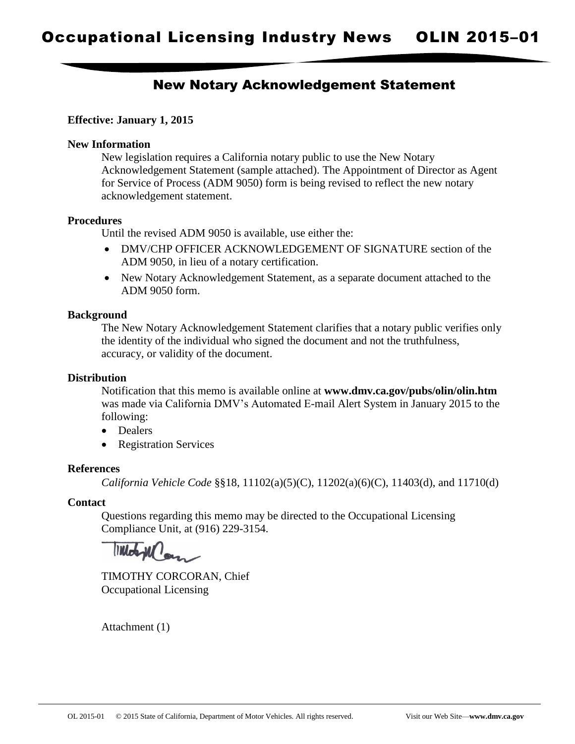# Occupational Licensing Industry News OLIN 2015–01

## New Notary Acknowledgement Statement

**Effective: January 1, 2015**

**New Information**

New legislation requires a California notary public to use the New Notary Acknowledgement Statement (sample attached). The Appointment of Director as Agent for Service of Process (ADM 9050) form is being revised to reflect the new notary acknowledgement statement.

**Procedures**

Until the revised ADM 9050 is available, use either the:

- DMV/CHP OFFICER ACKNOWLEDGEMENT OF SIGNATURE section of the ADM 9050, in lieu of a notary certification.
- New Notary Acknowledgement Statement, as a separate document attached to the ADM 9050 form.

**Background**

The New Notary Acknowledgement Statement clarifies that a notary public verifies only the identity of the individual who signed the document and not the truthfulness, accuracy, or validity of the document.

**Distribution**

Notification that this memo is available online at **www.dmv.ca.gov/pubs/olin/olin.htm** was made via California DMV's Automated E-mail Alert System in January 2015 to the following:

- Dealers
- Registration Services

**References**

*California Vehicle Code* §§18, 11102(a)(5)(C), 11202(a)(6)(C), 11403(d), and 11710(d)

**Contact**

Questions regarding this memo may be directed to the Occupational Licensing Compliance Unit, at (916) 229-3154.

TIMOTHY CORCORAN, Chief
Occupational Licensing

Attachment (1)

OL 2015-01 © 2015 State of California, Department of Motor Vehicles. All rights reserved. Visit our Web Site—**www.dmv.ca.gov**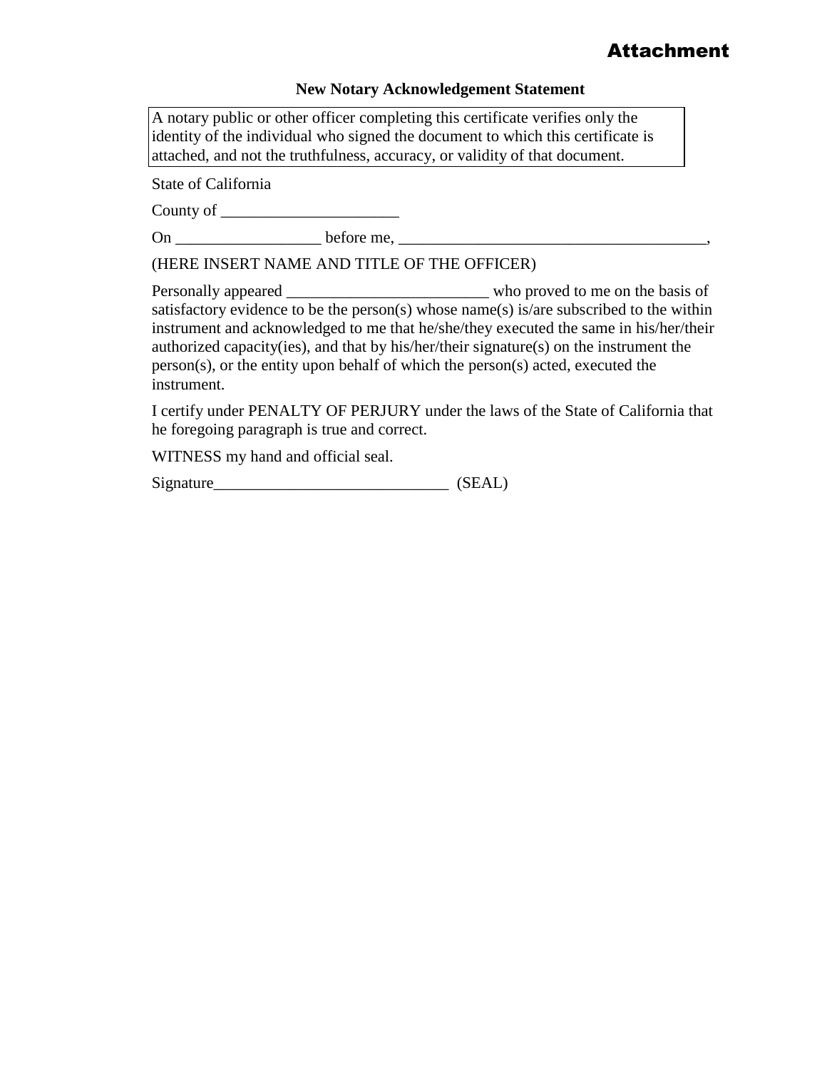# Attachment

**New Notary Acknowledgement Statement**

| |
|---|
| A notary public or other officer completing this certificate verifies only the identity of the individual who signed the document to which this certificate is attached, and not the truthfulness, accuracy, or validity of that document. |

State of California

County of ______________________

On __________________ before me, ______________________________________,

(HERE INSERT NAME AND TITLE OF THE OFFICER)

Personally appeared _________________________ who proved to me on the basis of satisfactory evidence to be the person(s) whose name(s) is/are subscribed to the within instrument and acknowledged to me that he/she/they executed the same in his/her/their authorized capacity(ies), and that by his/her/their signature(s) on the instrument the person(s), or the entity upon behalf of which the person(s) acted, executed the instrument.

I certify under PENALTY OF PERJURY under the laws of the State of California that he foregoing paragraph is true and correct.

WITNESS my hand and official seal.

Signature_____________________________ (SEAL)